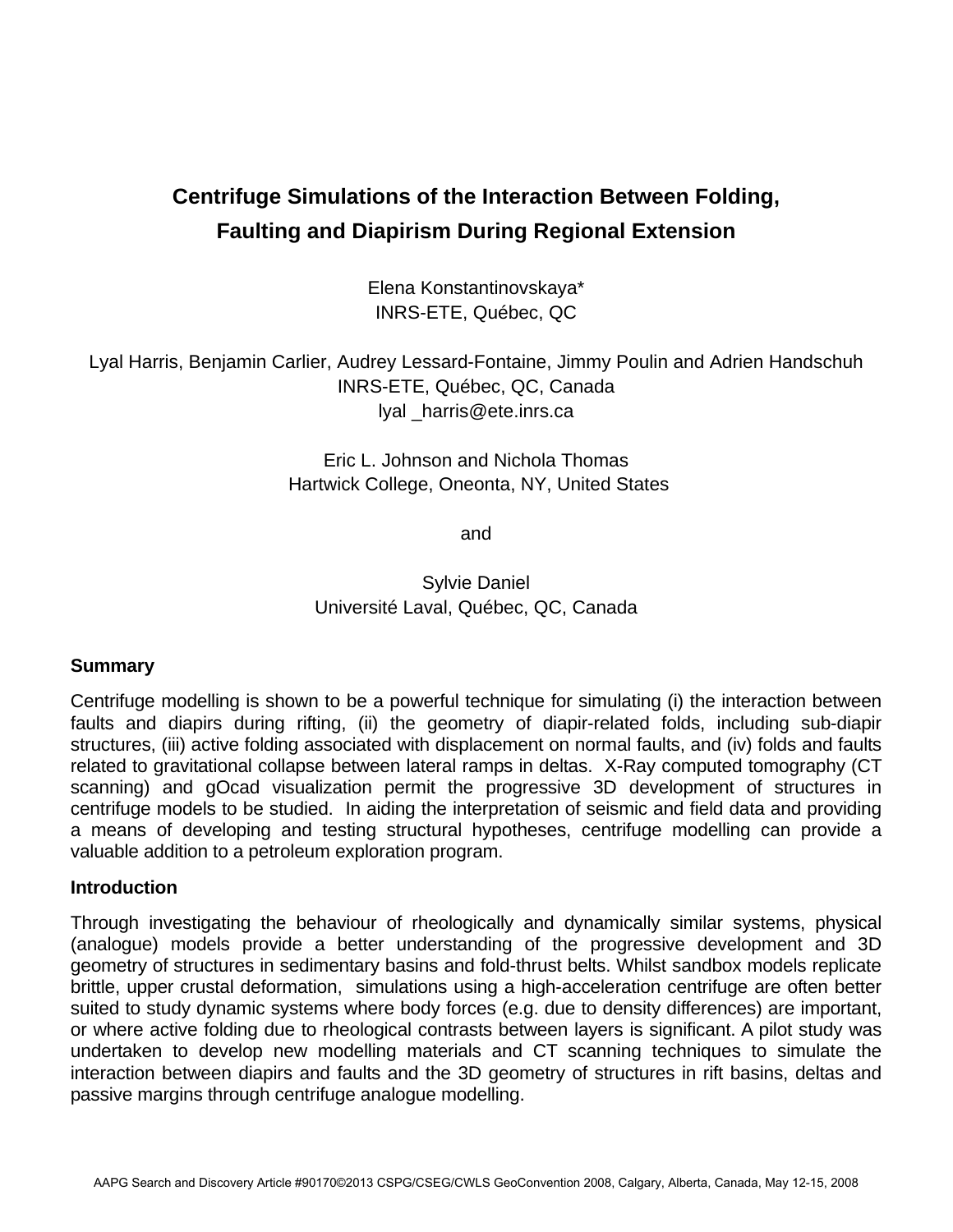# Centrifuge Simulations of the Interaction Between Folding, Faulting and Diapirism During Regional Extension

Elena Konstantinovskaya*
INRS-ETE, Québec, QC

Lyal Harris, Benjamin Carlier, Audrey Lessard-Fontaine, Jimmy Poulin and Adrien Handschuh
INRS-ETE, Québec, QC, Canada
lyal _harris@ete.inrs.ca

Eric L. Johnson and Nichola Thomas
Hartwick College, Oneonta, NY, United States

and

Sylvie Daniel
Université Laval, Québec, QC, Canada

## Summary

Centrifuge modelling is shown to be a powerful technique for simulating (i) the interaction between faults and diapirs during rifting, (ii) the geometry of diapir-related folds, including sub-diapir structures, (iii) active folding associated with displacement on normal faults, and (iv) folds and faults related to gravitational collapse between lateral ramps in deltas. X-Ray computed tomography (CT scanning) and gOcad visualization permit the progressive 3D development of structures in centrifuge models to be studied. In aiding the interpretation of seismic and field data and providing a means of developing and testing structural hypotheses, centrifuge modelling can provide a valuable addition to a petroleum exploration program.

## Introduction

Through investigating the behaviour of rheologically and dynamically similar systems, physical (analogue) models provide a better understanding of the progressive development and 3D geometry of structures in sedimentary basins and fold-thrust belts. Whilst sandbox models replicate brittle, upper crustal deformation, simulations using a high-acceleration centrifuge are often better suited to study dynamic systems where body forces (e.g. due to density differences) are important, or where active folding due to rheological contrasts between layers is significant. A pilot study was undertaken to develop new modelling materials and CT scanning techniques to simulate the interaction between diapirs and faults and the 3D geometry of structures in rift basins, deltas and passive margins through centrifuge analogue modelling.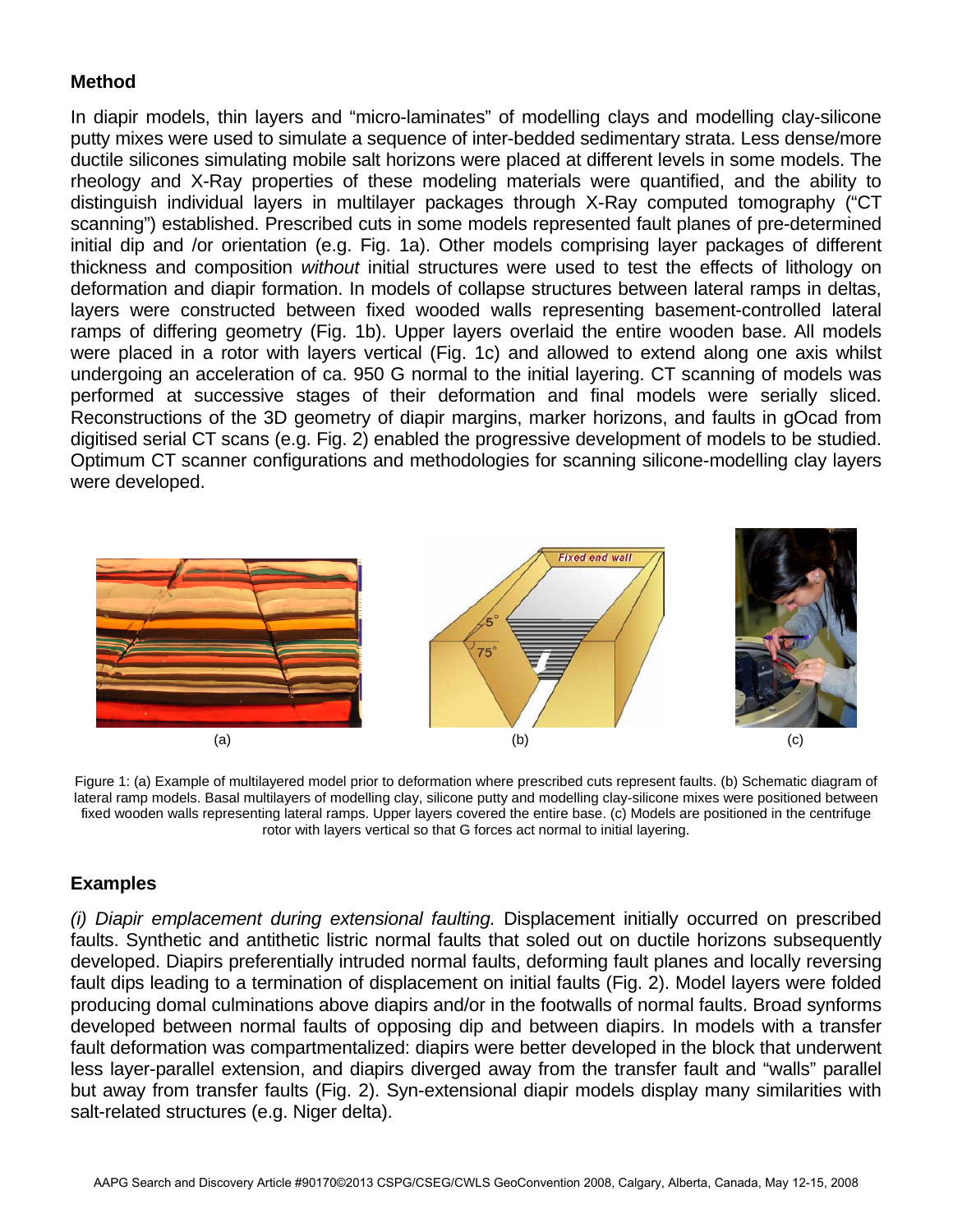## Method

In diapir models, thin layers and "micro-laminates" of modelling clays and modelling clay-silicone putty mixes were used to simulate a sequence of inter-bedded sedimentary strata. Less dense/more ductile silicones simulating mobile salt horizons were placed at different levels in some models. The rheology and X-Ray properties of these modeling materials were quantified, and the ability to distinguish individual layers in multilayer packages through X-Ray computed tomography ("CT scanning") established. Prescribed cuts in some models represented fault planes of pre-determined initial dip and /or orientation (e.g. Fig. 1a). Other models comprising layer packages of different thickness and composition *without* initial structures were used to test the effects of lithology on deformation and diapir formation. In models of collapse structures between lateral ramps in deltas, layers were constructed between fixed wooded walls representing basement-controlled lateral ramps of differing geometry (Fig. 1b). Upper layers overlaid the entire wooden base. All models were placed in a rotor with layers vertical (Fig. 1c) and allowed to extend along one axis whilst undergoing an acceleration of ca. 950 G normal to the initial layering. CT scanning of models was performed at successive stages of their deformation and final models were serially sliced. Reconstructions of the 3D geometry of diapir margins, marker horizons, and faults in gOcad from digitised serial CT scans (e.g. Fig. 2) enabled the progressive development of models to be studied. Optimum CT scanner configurations and methodologies for scanning silicone-modelling clay layers were developed.

(a) (b) (c)

Figure 1: (a) Example of multilayered model prior to deformation where prescribed cuts represent faults. (b) Schematic diagram of lateral ramp models. Basal multilayers of modelling clay, silicone putty and modelling clay-silicone mixes were positioned between fixed wooden walls representing lateral ramps. Upper layers covered the entire base. (c) Models are positioned in the centrifuge rotor with layers vertical so that G forces act normal to initial layering.

## Examples

*(i) Diapir emplacement during extensional faulting.* Displacement initially occurred on prescribed faults. Synthetic and antithetic listric normal faults that soled out on ductile horizons subsequently developed. Diapirs preferentially intruded normal faults, deforming fault planes and locally reversing fault dips leading to a termination of displacement on initial faults (Fig. 2). Model layers were folded producing domal culminations above diapirs and/or in the footwalls of normal faults. Broad synforms developed between normal faults of opposing dip and between diapirs. In models with a transfer fault deformation was compartmentalized: diapirs were better developed in the block that underwent less layer-parallel extension, and diapirs diverged away from the transfer fault and "walls" parallel but away from transfer faults (Fig. 2). Syn-extensional diapir models display many similarities with salt-related structures (e.g. Niger delta).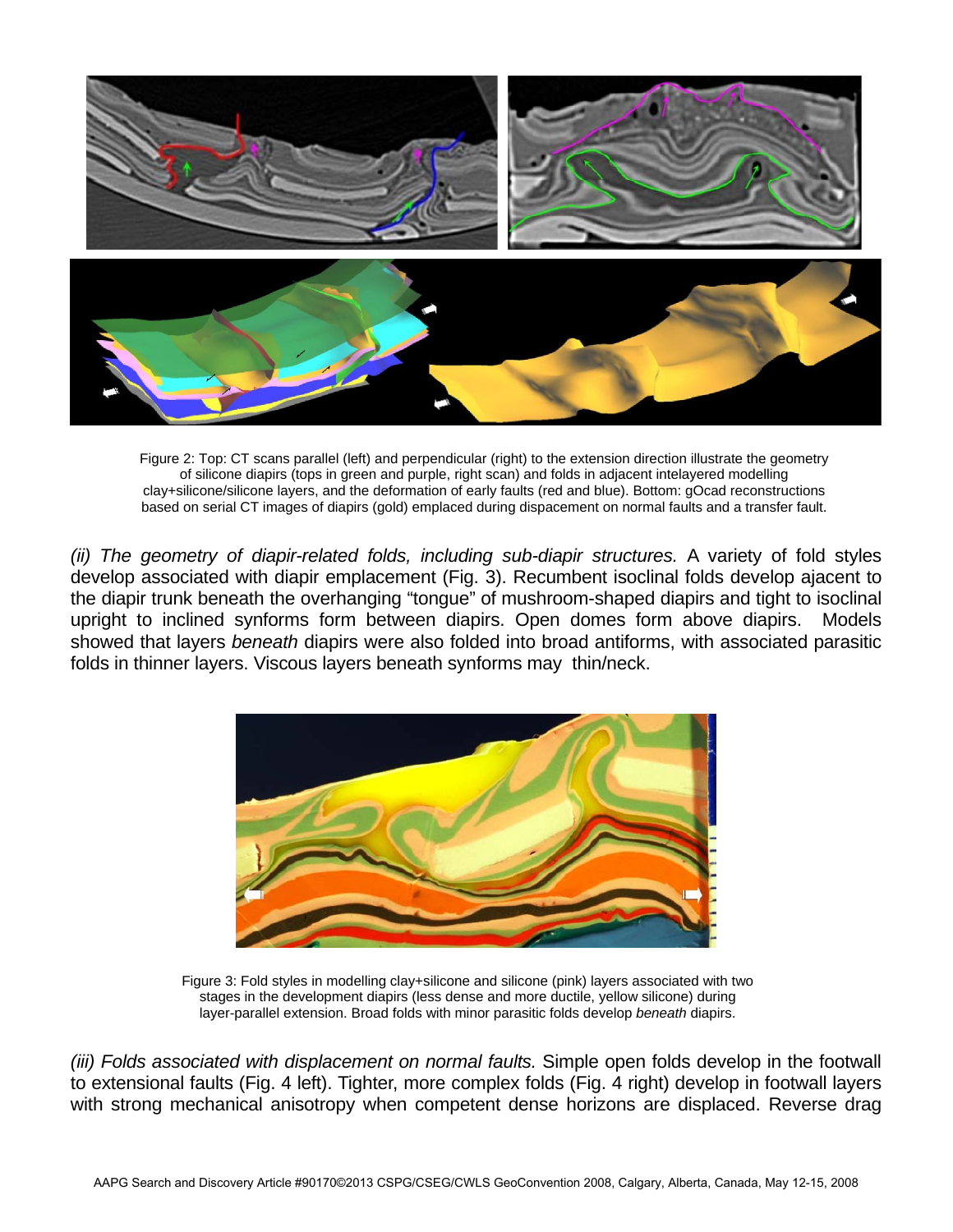Figure 2: Top: CT scans parallel (left) and perpendicular (right) to the extension direction illustrate the geometry of silicone diapirs (tops in green and purple, right scan) and folds in adjacent intelayered modelling clay+silicone/silicone layers, and the deformation of early faults (red and blue). Bottom: gOcad reconstructions based on serial CT images of diapirs (gold) emplaced during dispacement on normal faults and a transfer fault.

*(ii) The geometry of diapir-related folds, including sub-diapir structures.* A variety of fold styles develop associated with diapir emplacement (Fig. 3). Recumbent isoclinal folds develop ajacent to the diapir trunk beneath the overhanging "tongue" of mushroom-shaped diapirs and tight to isoclinal upright to inclined synforms form between diapirs. Open domes form above diapirs. Models showed that layers *beneath* diapirs were also folded into broad antiforms, with associated parasitic folds in thinner layers. Viscous layers beneath synforms may thin/neck.

Figure 3: Fold styles in modelling clay+silicone and silicone (pink) layers associated with two stages in the development diapirs (less dense and more ductile, yellow silicone) during layer-parallel extension. Broad folds with minor parasitic folds develop *beneath* diapirs.

*(iii) Folds associated with displacement on normal faults.* Simple open folds develop in the footwall to extensional faults (Fig. 4 left). Tighter, more complex folds (Fig. 4 right) develop in footwall layers with strong mechanical anisotropy when competent dense horizons are displaced. Reverse drag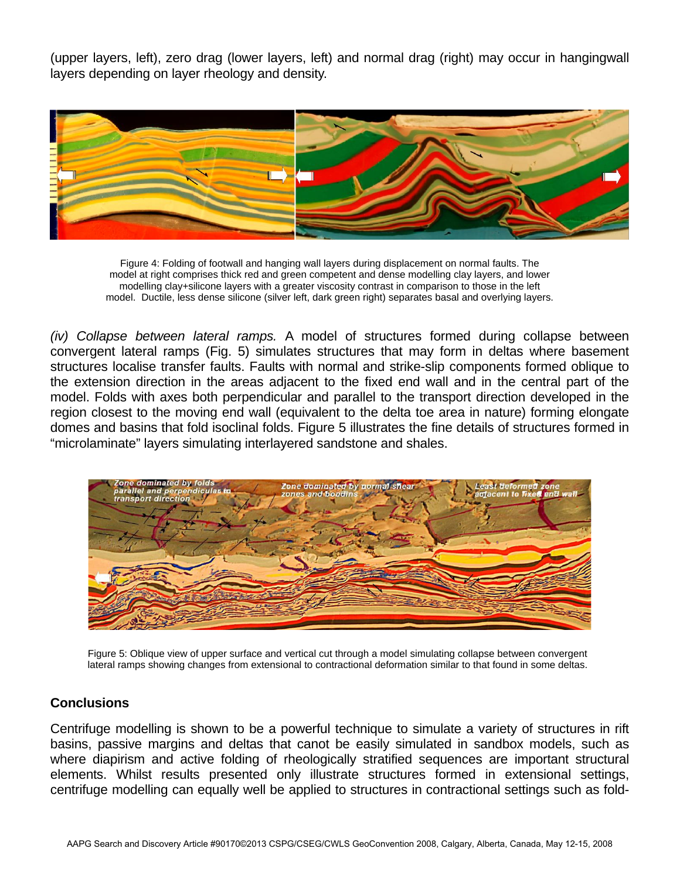(upper layers, left), zero drag (lower layers, left) and normal drag (right) may occur in hangingwall layers depending on layer rheology and density.

Figure 4: Folding of footwall and hanging wall layers during displacement on normal faults. The model at right comprises thick red and green competent and dense modelling clay layers, and lower modelling clay+silicone layers with a greater viscosity contrast in comparison to those in the left model. Ductile, less dense silicone (silver left, dark green right) separates basal and overlying layers.

*(iv) Collapse between lateral ramps.* A model of structures formed during collapse between convergent lateral ramps (Fig. 5) simulates structures that may form in deltas where basement structures localise transfer faults. Faults with normal and strike-slip components formed oblique to the extension direction in the areas adjacent to the fixed end wall and in the central part of the model. Folds with axes both perpendicular and parallel to the transport direction developed in the region closest to the moving end wall (equivalent to the delta toe area in nature) forming elongate domes and basins that fold isoclinal folds. Figure 5 illustrates the fine details of structures formed in "microlaminate" layers simulating interlayered sandstone and shales.

Figure 5: Oblique view of upper surface and vertical cut through a model simulating collapse between convergent lateral ramps showing changes from extensional to contractional deformation similar to that found in some deltas.

## Conclusions

Centrifuge modelling is shown to be a powerful technique to simulate a variety of structures in rift basins, passive margins and deltas that canot be easily simulated in sandbox models, such as where diapirism and active folding of rheologically stratified sequences are important structural elements. Whilst results presented only illustrate structures formed in extensional settings, centrifuge modelling can equally well be applied to structures in contractional settings such as fold-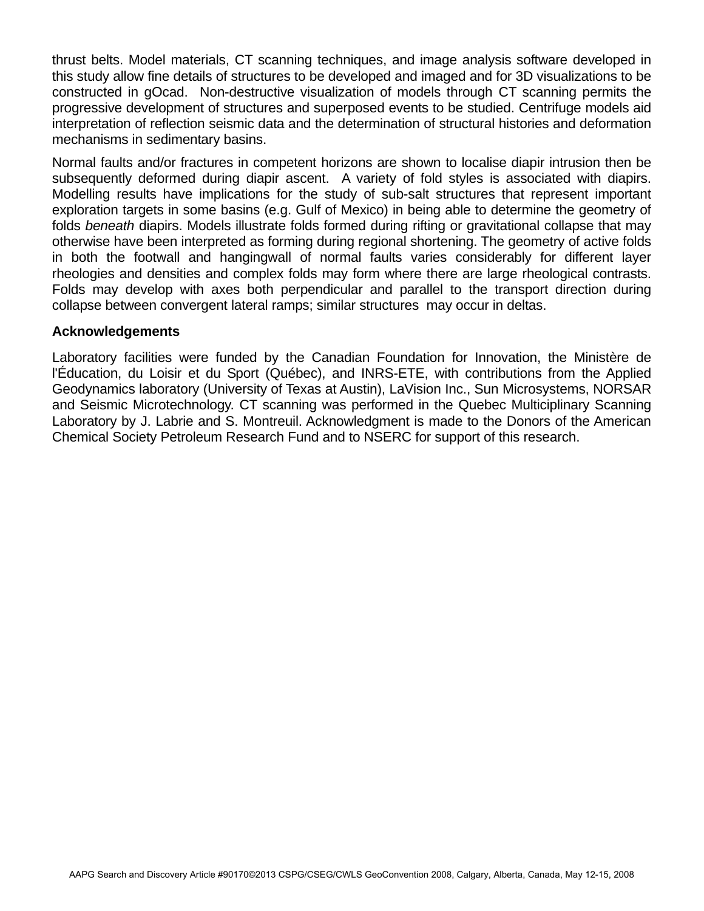thrust belts. Model materials, CT scanning techniques, and image analysis software developed in this study allow fine details of structures to be developed and imaged and for 3D visualizations to be constructed in gOcad. Non-destructive visualization of models through CT scanning permits the progressive development of structures and superposed events to be studied. Centrifuge models aid interpretation of reflection seismic data and the determination of structural histories and deformation mechanisms in sedimentary basins.

Normal faults and/or fractures in competent horizons are shown to localise diapir intrusion then be subsequently deformed during diapir ascent. A variety of fold styles is associated with diapirs. Modelling results have implications for the study of sub-salt structures that represent important exploration targets in some basins (e.g. Gulf of Mexico) in being able to determine the geometry of folds *beneath* diapirs. Models illustrate folds formed during rifting or gravitational collapse that may otherwise have been interpreted as forming during regional shortening. The geometry of active folds in both the footwall and hangingwall of normal faults varies considerably for different layer rheologies and densities and complex folds may form where there are large rheological contrasts. Folds may develop with axes both perpendicular and parallel to the transport direction during collapse between convergent lateral ramps; similar structures may occur in deltas.

**Acknowledgements**

Laboratory facilities were funded by the Canadian Foundation for Innovation, the Ministère de l'Éducation, du Loisir et du Sport (Québec), and INRS-ETE, with contributions from the Applied Geodynamics laboratory (University of Texas at Austin), LaVision Inc., Sun Microsystems, NORSAR and Seismic Microtechnology. CT scanning was performed in the Quebec Multiciplinary Scanning Laboratory by J. Labrie and S. Montreuil. Acknowledgment is made to the Donors of the American Chemical Society Petroleum Research Fund and to NSERC for support of this research.